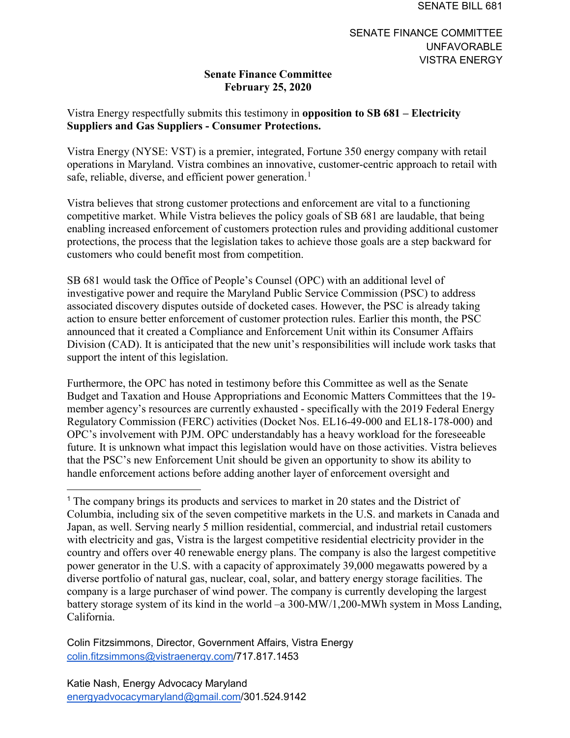SENATE BILL 681

SENATE FINANCE COMMITTEE
UNFAVORABLE
VISTRA ENERGY

**Senate Finance Committee**
**February 25, 2020**

Vistra Energy respectfully submits this testimony in **opposition to SB 681 – Electricity Suppliers and Gas Suppliers - Consumer Protections.**

Vistra Energy (NYSE: VST) is a premier, integrated, Fortune 350 energy company with retail operations in Maryland. Vistra combines an innovative, customer-centric approach to retail with safe, reliable, diverse, and efficient power generation.[1]

Vistra believes that strong customer protections and enforcement are vital to a functioning competitive market. While Vistra believes the policy goals of SB 681 are laudable, that being enabling increased enforcement of customers protection rules and providing additional customer protections, the process that the legislation takes to achieve those goals are a step backward for customers who could benefit most from competition.

SB 681 would task the Office of People's Counsel (OPC) with an additional level of investigative power and require the Maryland Public Service Commission (PSC) to address associated discovery disputes outside of docketed cases. However, the PSC is already taking action to ensure better enforcement of customer protection rules. Earlier this month, the PSC announced that it created a Compliance and Enforcement Unit within its Consumer Affairs Division (CAD). It is anticipated that the new unit's responsibilities will include work tasks that support the intent of this legislation.

Furthermore, the OPC has noted in testimony before this Committee as well as the Senate Budget and Taxation and House Appropriations and Economic Matters Committees that the 19-member agency's resources are currently exhausted - specifically with the 2019 Federal Energy Regulatory Commission (FERC) activities (Docket Nos. EL16-49-000 and EL18-178-000) and OPC's involvement with PJM. OPC understandably has a heavy workload for the foreseeable future. It is unknown what impact this legislation would have on those activities. Vistra believes that the PSC's new Enforcement Unit should be given an opportunity to show its ability to handle enforcement actions before adding another layer of enforcement oversight and

---

[1] The company brings its products and services to market in 20 states and the District of Columbia, including six of the seven competitive markets in the U.S. and markets in Canada and Japan, as well. Serving nearly 5 million residential, commercial, and industrial retail customers with electricity and gas, Vistra is the largest competitive residential electricity provider in the country and offers over 40 renewable energy plans. The company is also the largest competitive power generator in the U.S. with a capacity of approximately 39,000 megawatts powered by a diverse portfolio of natural gas, nuclear, coal, solar, and battery energy storage facilities. The company is a large purchaser of wind power. The company is currently developing the largest battery storage system of its kind in the world –a 300-MW/1,200-MWh system in Moss Landing, California.

Colin Fitzsimmons, Director, Government Affairs, Vistra Energy
colin.fitzsimmons@vistraenergy.com/717.817.1453

Katie Nash, Energy Advocacy Maryland
energyadvocacymaryland@gmail.com/301.524.9142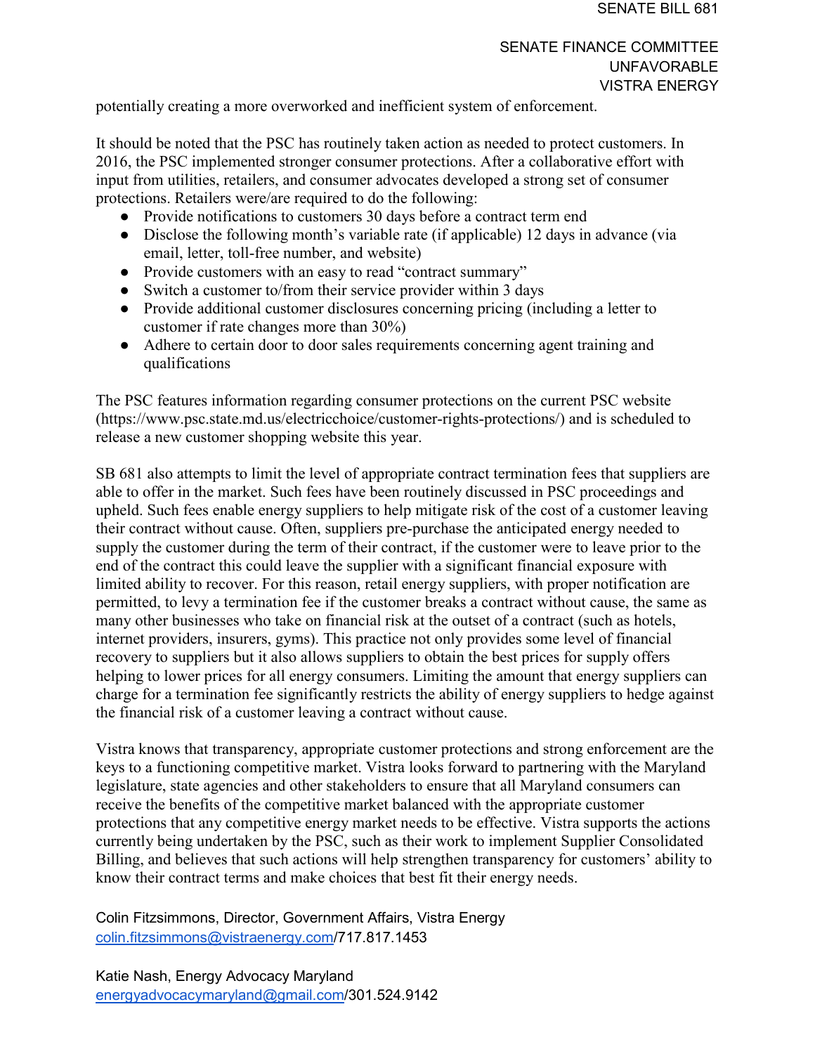potentially creating a more overworked and inefficient system of enforcement.

It should be noted that the PSC has routinely taken action as needed to protect customers. In 2016, the PSC implemented stronger consumer protections. After a collaborative effort with input from utilities, retailers, and consumer advocates developed a strong set of consumer protections. Retailers were/are required to do the following:

- Provide notifications to customers 30 days before a contract term end
- Disclose the following month's variable rate (if applicable) 12 days in advance (via email, letter, toll-free number, and website)
- Provide customers with an easy to read "contract summary"
- Switch a customer to/from their service provider within 3 days
- Provide additional customer disclosures concerning pricing (including a letter to customer if rate changes more than 30%)
- Adhere to certain door to door sales requirements concerning agent training and qualifications

The PSC features information regarding consumer protections on the current PSC website (https://www.psc.state.md.us/electricchoice/customer-rights-protections/) and is scheduled to release a new customer shopping website this year.

SB 681 also attempts to limit the level of appropriate contract termination fees that suppliers are able to offer in the market. Such fees have been routinely discussed in PSC proceedings and upheld. Such fees enable energy suppliers to help mitigate risk of the cost of a customer leaving their contract without cause. Often, suppliers pre-purchase the anticipated energy needed to supply the customer during the term of their contract, if the customer were to leave prior to the end of the contract this could leave the supplier with a significant financial exposure with limited ability to recover. For this reason, retail energy suppliers, with proper notification are permitted, to levy a termination fee if the customer breaks a contract without cause, the same as many other businesses who take on financial risk at the outset of a contract (such as hotels, internet providers, insurers, gyms). This practice not only provides some level of financial recovery to suppliers but it also allows suppliers to obtain the best prices for supply offers helping to lower prices for all energy consumers. Limiting the amount that energy suppliers can charge for a termination fee significantly restricts the ability of energy suppliers to hedge against the financial risk of a customer leaving a contract without cause.

Vistra knows that transparency, appropriate customer protections and strong enforcement are the keys to a functioning competitive market. Vistra looks forward to partnering with the Maryland legislature, state agencies and other stakeholders to ensure that all Maryland consumers can receive the benefits of the competitive market balanced with the appropriate customer protections that any competitive energy market needs to be effective. Vistra supports the actions currently being undertaken by the PSC, such as their work to implement Supplier Consolidated Billing, and believes that such actions will help strengthen transparency for customers' ability to know their contract terms and make choices that best fit their energy needs.

Colin Fitzsimmons, Director, Government Affairs, Vistra Energy
colin.fitzsimmons@vistraenergy.com/717.817.1453

Katie Nash, Energy Advocacy Maryland
energyadvocacymaryland@gmail.com/301.524.9142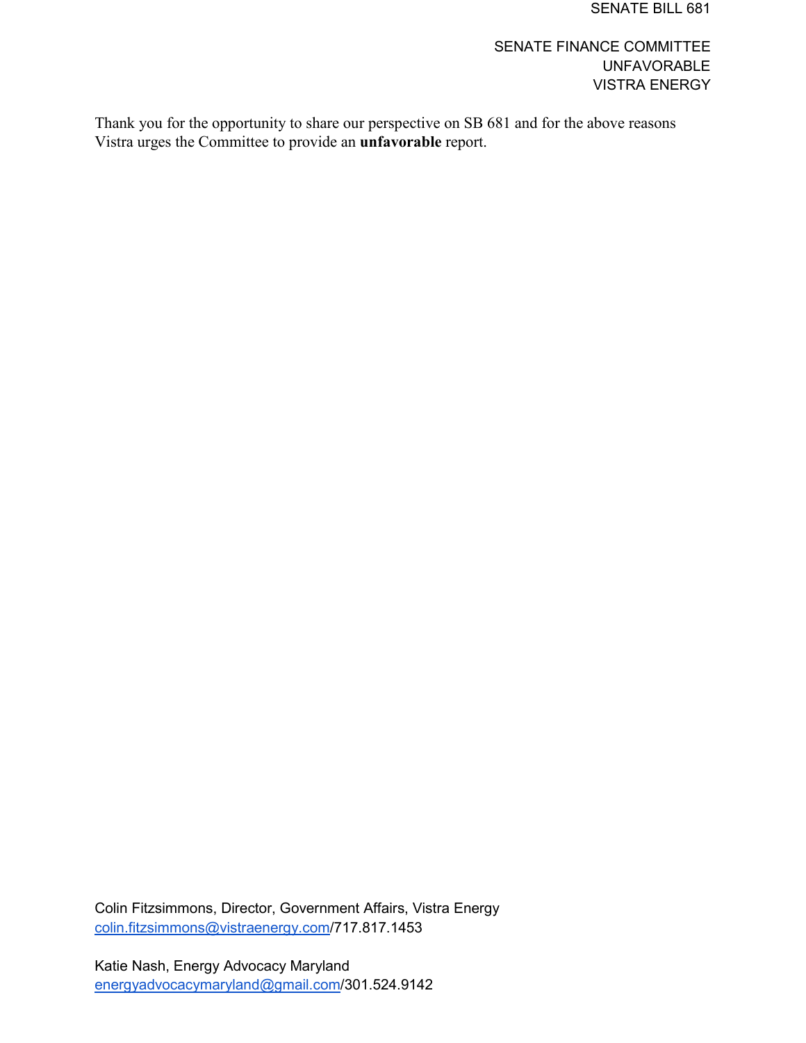Thank you for the opportunity to share our perspective on SB 681 and for the above reasons Vistra urges the Committee to provide an **unfavorable** report.

Colin Fitzsimmons, Director, Government Affairs, Vistra Energy
colin.fitzsimmons@vistraenergy.com/717.817.1453

Katie Nash, Energy Advocacy Maryland
energyadvocacymaryland@gmail.com/301.524.9142